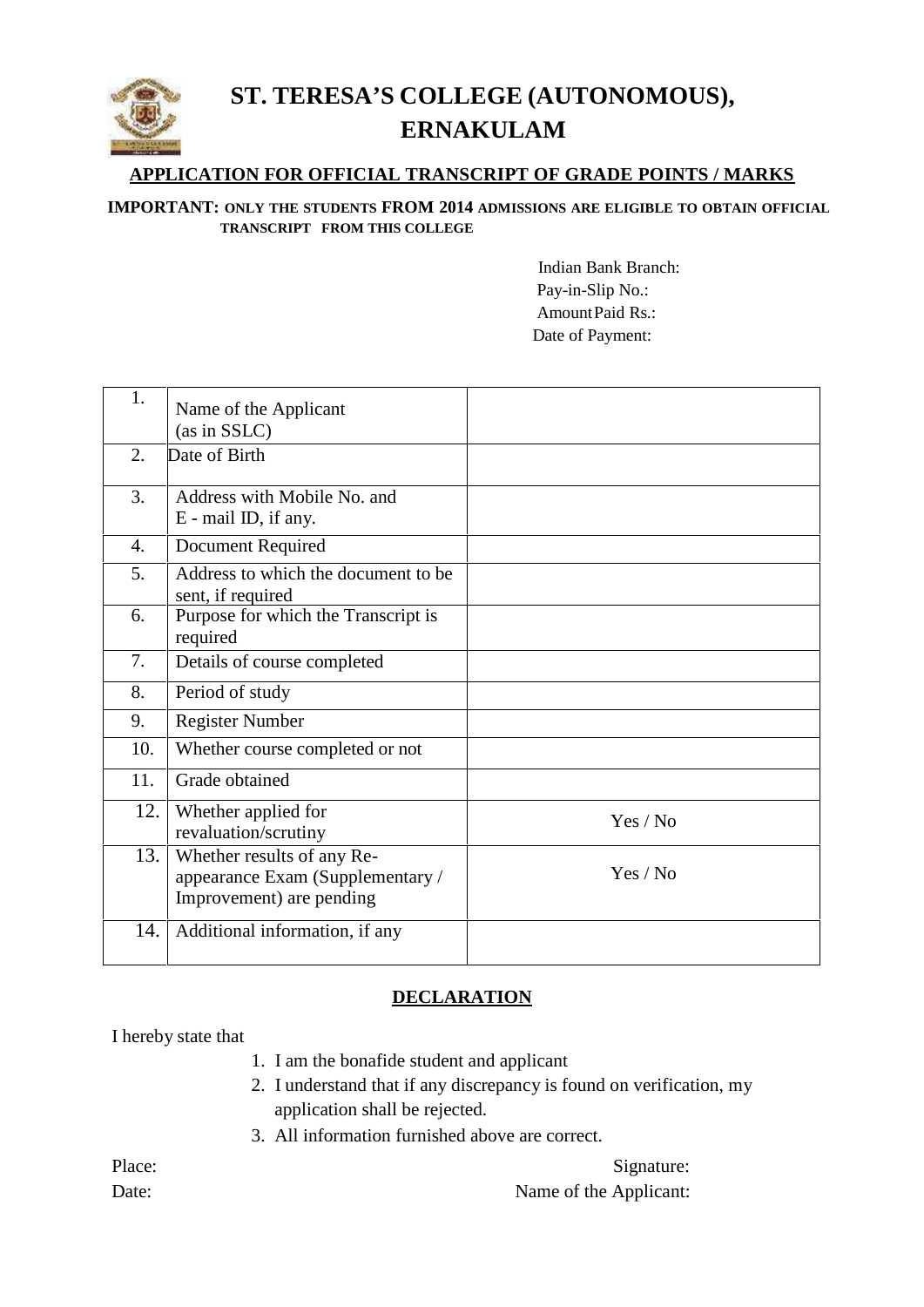# ST. TERESA'S COLLEGE (AUTONOMOUS), ERNAKULAM

## APPLICATION FOR OFFICIAL TRANSCRIPT OF GRADE POINTS / MARKS

**IMPORTANT: ONLY THE STUDENTS FROM 2014 ADMISSIONS ARE ELIGIBLE TO OBTAIN OFFICIAL TRANSCRIPT FROM THIS COLLEGE**

Indian Bank Branch:
Pay-in-Slip No.:
Amount Paid Rs.:
Date of Payment:

| | | |
|---|---|---|
| 1. | Name of the Applicant (as in SSLC) | |
| 2. | Date of Birth | |
| 3. | Address with Mobile No. and E - mail ID, if any. | |
| 4. | Document Required | |
| 5. | Address to which the document to be sent, if required | |
| 6. | Purpose for which the Transcript is required | |
| 7. | Details of course completed | |
| 8. | Period of study | |
| 9. | Register Number | |
| 10. | Whether course completed or not | |
| 11. | Grade obtained | |
| 12. | Whether applied for revaluation/scrutiny | Yes / No |
| 13. | Whether results of any Re-appearance Exam (Supplementary / Improvement) are pending | Yes / No |
| 14. | Additional information, if any | |

## DECLARATION

I hereby state that

1. I am the bonafide student and applicant
2. I understand that if any discrepancy is found on verification, my application shall be rejected.
3. All information furnished above are correct.

Place: Signature:

Date: Name of the Applicant: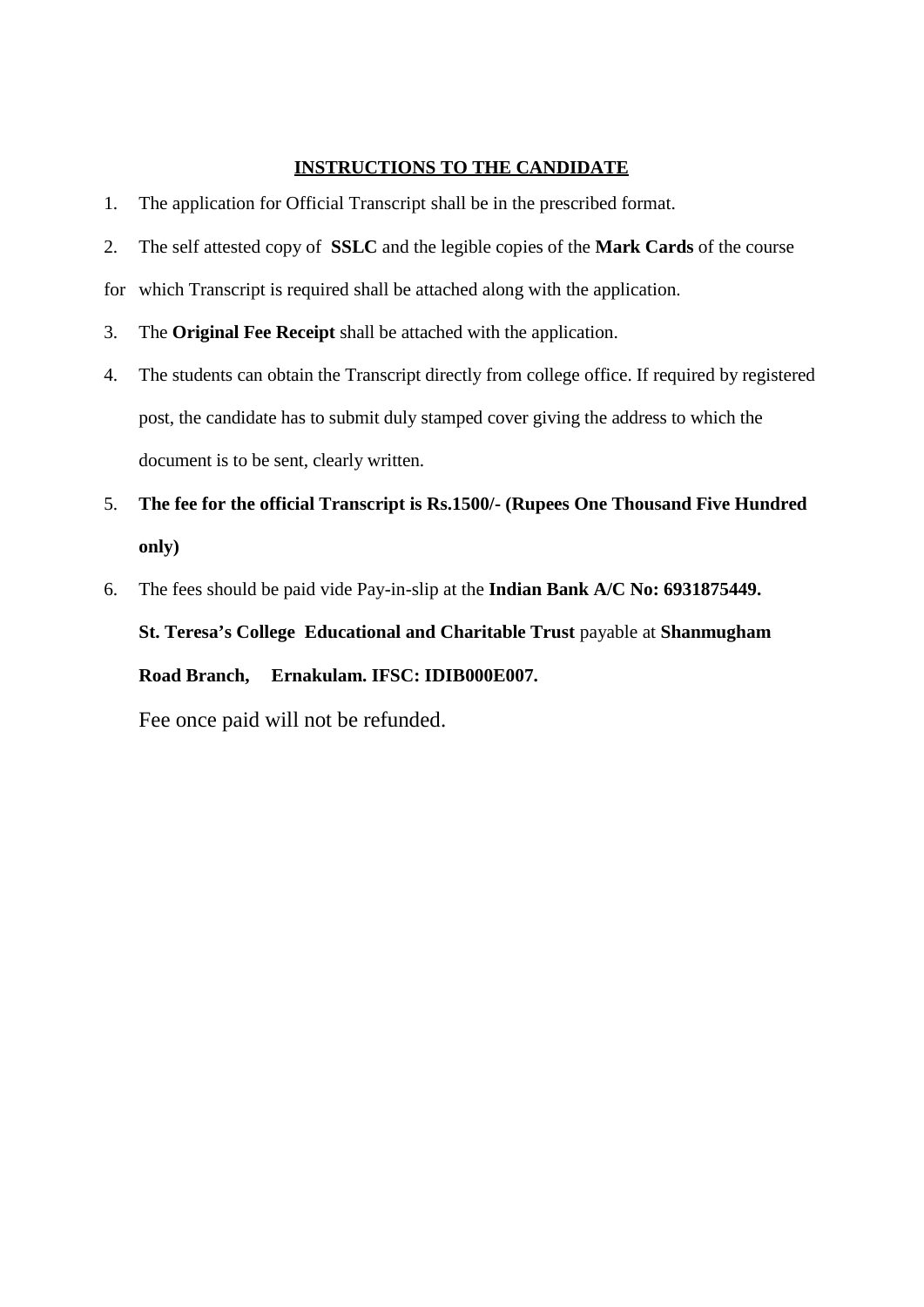## INSTRUCTIONS TO THE CANDIDATE

1. The application for Official Transcript shall be in the prescribed format.
2. The self attested copy of **SSLC** and the legible copies of the **Mark Cards** of the course for which Transcript is required shall be attached along with the application.
3. The **Original Fee Receipt** shall be attached with the application.
4. The students can obtain the Transcript directly from college office. If required by registered post, the candidate has to submit duly stamped cover giving the address to which the document is to be sent, clearly written.
5. **The fee for the official Transcript is Rs.1500/- (Rupees One Thousand Five Hundred only)**
6. The fees should be paid vide Pay-in-slip at the **Indian Bank A/C No: 6931875449. St. Teresa's College Educational and Charitable Trust** payable at **Shanmugham Road Branch, Ernakulam. IFSC: IDIB000E007.**

   Fee once paid will not be refunded.